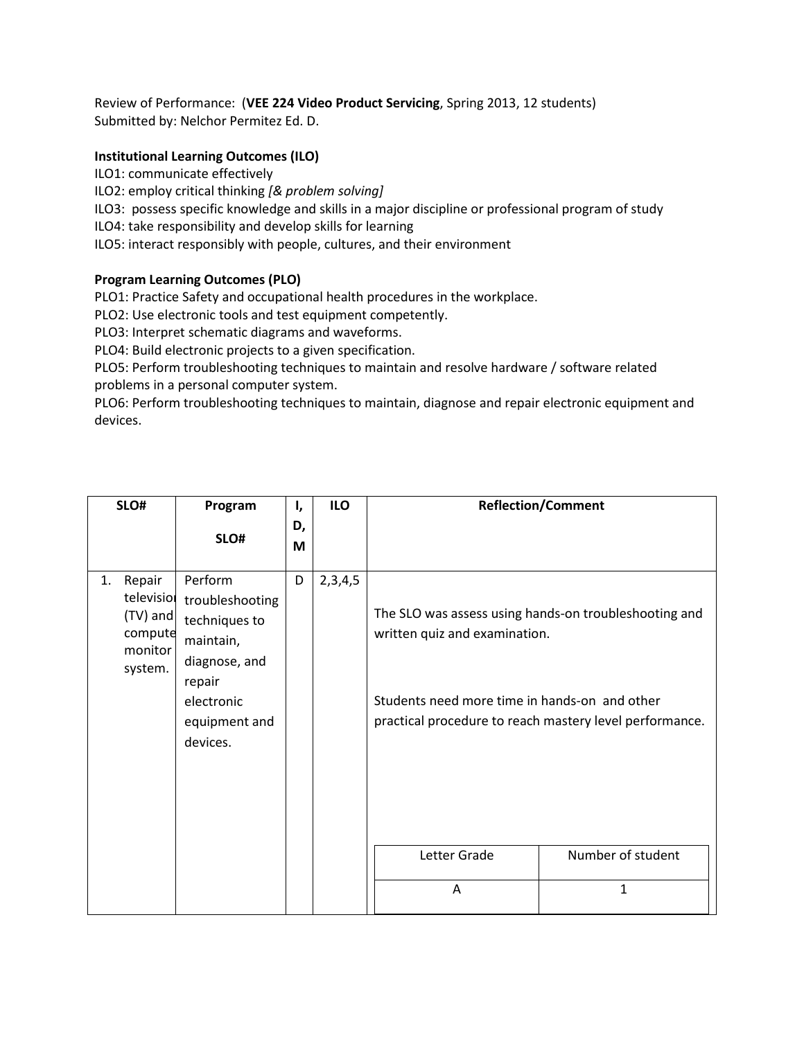Review of Performance: (**VEE 224 Video Product Servicing**, Spring 2013, 12 students)
Submitted by: Nelchor Permitez Ed. D.

**Institutional Learning Outcomes (ILO)**

ILO1: communicate effectively
ILO2: employ critical thinking *[& problem solving]*
ILO3: possess specific knowledge and skills in a major discipline or professional program of study
ILO4: take responsibility and develop skills for learning
ILO5: interact responsibly with people, cultures, and their environment

**Program Learning Outcomes (PLO)**

PLO1: Practice Safety and occupational health procedures in the workplace.
PLO2: Use electronic tools and test equipment competently.
PLO3: Interpret schematic diagrams and waveforms.
PLO4: Build electronic projects to a given specification.
PLO5: Perform troubleshooting techniques to maintain and resolve hardware / software related problems in a personal computer system.
PLO6: Perform troubleshooting techniques to maintain, diagnose and repair electronic equipment and devices.

| SLO# | Program SLO# | I, D, M | ILO | Reflection/Comment |
|---|---|---|---|---|
| 1. Repair television (TV) and computer monitor system. | Perform troubleshooting techniques to maintain, diagnose, and repair electronic equipment and devices. | D | 2,3,4,5 | The SLO was assess using hands-on troubleshooting and written quiz and examination.<br><br>Students need more time in hands-on and other practical procedure to reach mastery level performance. |

| Letter Grade | Number of student |
|---|---|
| A | 1 |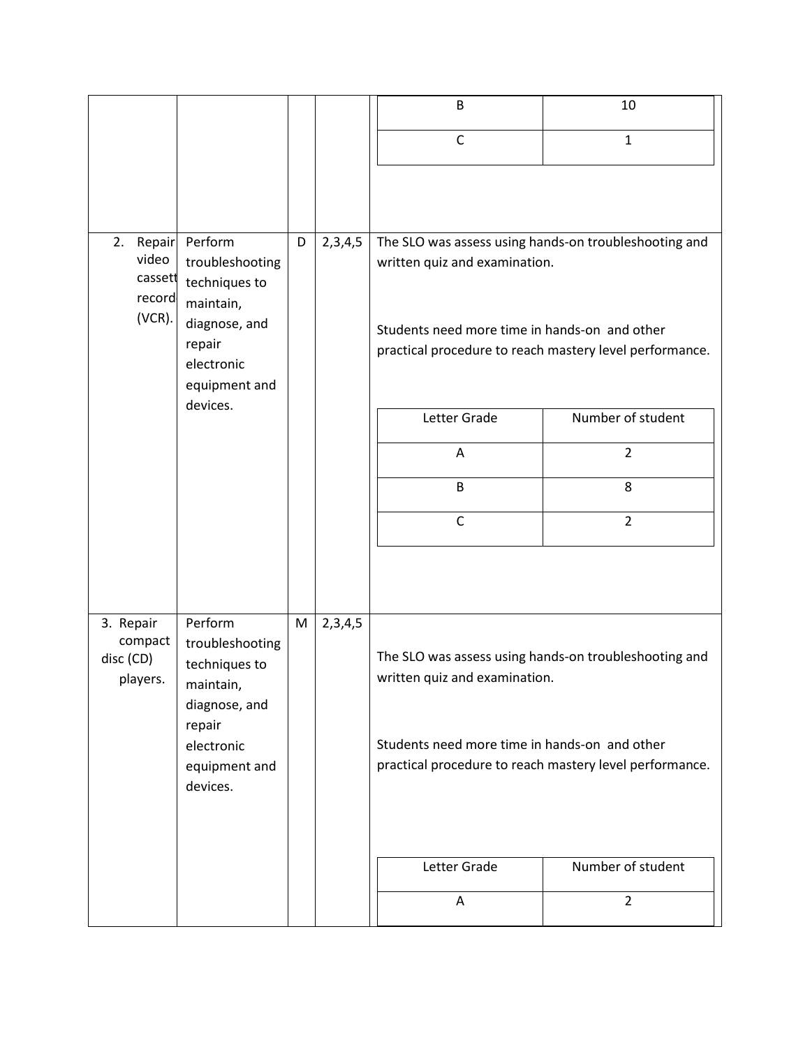| | | | | |
|---|---|---|---|---|
| | | | | <table><tr><td>B</td><td>10</td></tr><tr><td>C</td><td>1</td></tr></table> |
| 2. Repair video cassett record (VCR). | Perform troubleshooting techniques to maintain, diagnose, and repair electronic equipment and devices. | D | 2,3,4,5 | The SLO was assess using hands-on troubleshooting and written quiz and examination.<br><br>Students need more time in hands-on and other practical procedure to reach mastery level performance.<br><br><table><tr><th>Letter Grade</th><th>Number of student</th></tr><tr><td>A</td><td>2</td></tr><tr><td>B</td><td>8</td></tr><tr><td>C</td><td>2</td></tr></table> |
| 3. Repair compact disc (CD) players. | Perform troubleshooting techniques to maintain, diagnose, and repair electronic equipment and devices. | M | 2,3,4,5 | The SLO was assess using hands-on troubleshooting and written quiz and examination.<br><br>Students need more time in hands-on and other practical procedure to reach mastery level performance.<br><br><table><tr><th>Letter Grade</th><th>Number of student</th></tr><tr><td>A</td><td>2</td></tr></table> |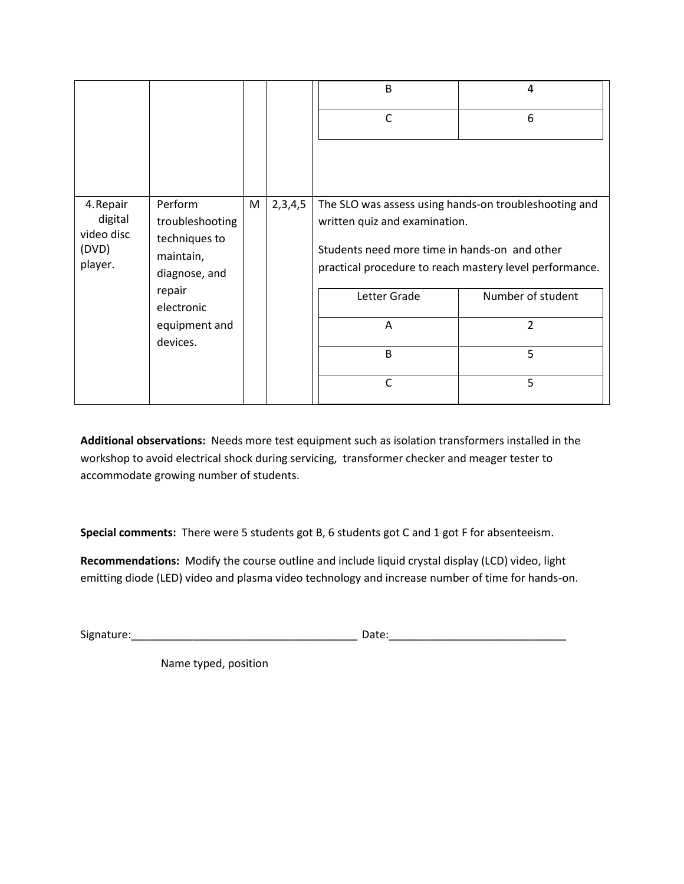| | | | | |
|---|---|---|---|---|
| | | | | B: 4<br>C: 6 |
| 4. Repair digital video disc (DVD) player. | Perform troubleshooting techniques to maintain, diagnose, and repair electronic equipment and devices. | M | 2,3,4,5 | The SLO was assess using hands-on troubleshooting and written quiz and examination.<br><br>Students need more time in hands-on and other practical procedure to reach mastery level performance.<br><br>Letter Grade / Number of student<br>A: 2<br>B: 5<br>C: 5 |

**Additional observations:** Needs more test equipment such as isolation transformers installed in the workshop to avoid electrical shock during servicing, transformer checker and meager tester to accommodate growing number of students.

**Special comments:** There were 5 students got B, 6 students got C and 1 got F for absenteeism.

**Recommendations:** Modify the course outline and include liquid crystal display (LCD) video, light emitting diode (LED) video and plasma video technology and increase number of time for hands-on.

Signature:_____________________________________ Date:_____________________________

Name typed, position